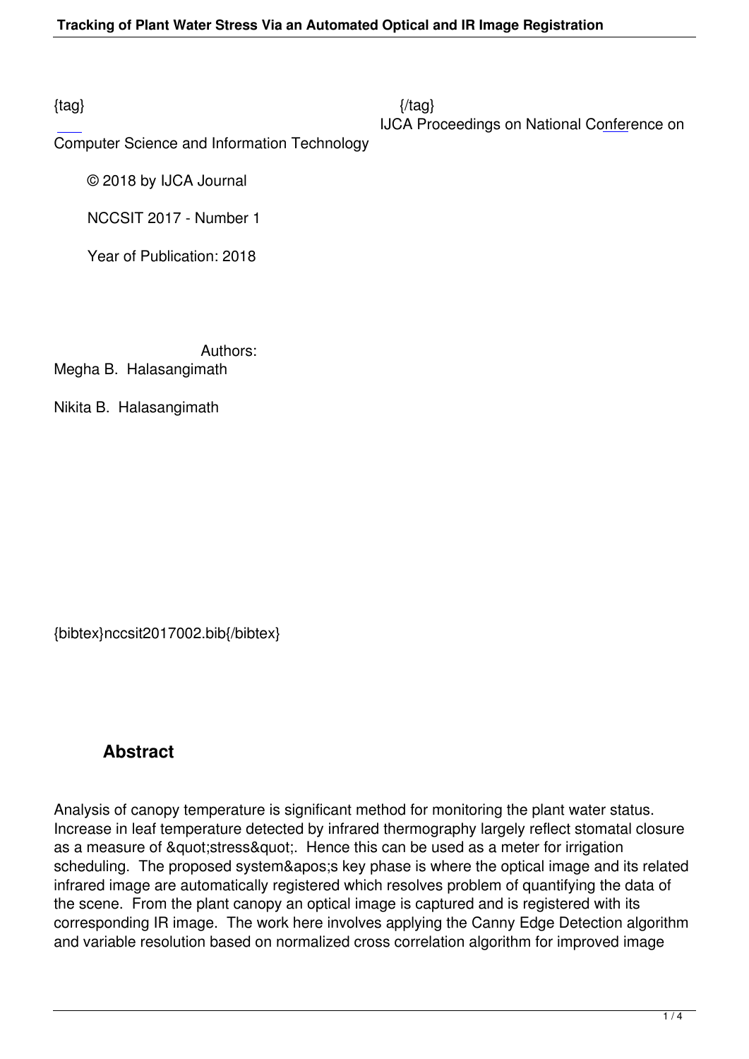{tag} {/tag}
IJCA Proceedings on National Conference on Computer Science and Information Technology

© 2018 by IJCA Journal

NCCSIT 2017 - Number 1

Year of Publication: 2018

Authors:
Megha B. Halasangimath

Nikita B. Halasangimath

{bibtex}nccsit2017002.bib{/bibtex}

## Abstract

Analysis of canopy temperature is significant method for monitoring the plant water status. Increase in leaf temperature detected by infrared thermography largely reflect stomatal closure as a measure of &quot;stress&quot;. Hence this can be used as a meter for irrigation scheduling. The proposed system&apos;s key phase is where the optical image and its related infrared image are automatically registered which resolves problem of quantifying the data of the scene. From the plant canopy an optical image is captured and is registered with its corresponding IR image. The work here involves applying the Canny Edge Detection algorithm and variable resolution based on normalized cross correlation algorithm for improved image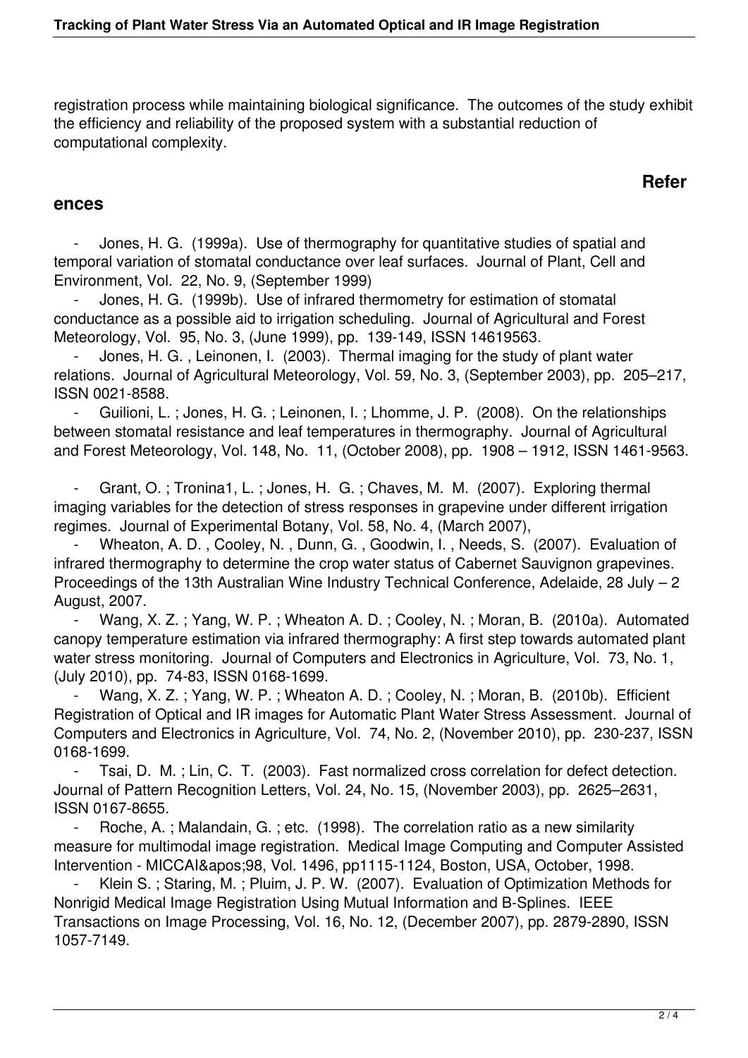registration process while maintaining biological significance. The outcomes of the study exhibit the efficiency and reliability of the proposed system with a substantial reduction of computational complexity.

## References

- Jones, H. G. (1999a). Use of thermography for quantitative studies of spatial and temporal variation of stomatal conductance over leaf surfaces. Journal of Plant, Cell and Environment, Vol. 22, No. 9, (September 1999)
- Jones, H. G. (1999b). Use of infrared thermometry for estimation of stomatal conductance as a possible aid to irrigation scheduling. Journal of Agricultural and Forest Meteorology, Vol. 95, No. 3, (June 1999), pp. 139-149, ISSN 14619563.
- Jones, H. G. , Leinonen, I. (2003). Thermal imaging for the study of plant water relations. Journal of Agricultural Meteorology, Vol. 59, No. 3, (September 2003), pp. 205–217, ISSN 0021-8588.
- Guilioni, L. ; Jones, H. G. ; Leinonen, I. ; Lhomme, J. P. (2008). On the relationships between stomatal resistance and leaf temperatures in thermography. Journal of Agricultural and Forest Meteorology, Vol. 148, No. 11, (October 2008), pp. 1908 – 1912, ISSN 1461-9563.
- Grant, O. ; Tronina1, L. ; Jones, H. G. ; Chaves, M. M. (2007). Exploring thermal imaging variables for the detection of stress responses in grapevine under different irrigation regimes. Journal of Experimental Botany, Vol. 58, No. 4, (March 2007),
- Wheaton, A. D. , Cooley, N. , Dunn, G. , Goodwin, I. , Needs, S. (2007). Evaluation of infrared thermography to determine the crop water status of Cabernet Sauvignon grapevines. Proceedings of the 13th Australian Wine Industry Technical Conference, Adelaide, 28 July – 2 August, 2007.
- Wang, X. Z. ; Yang, W. P. ; Wheaton A. D. ; Cooley, N. ; Moran, B. (2010a). Automated canopy temperature estimation via infrared thermography: A first step towards automated plant water stress monitoring. Journal of Computers and Electronics in Agriculture, Vol. 73, No. 1, (July 2010), pp. 74-83, ISSN 0168-1699.
- Wang, X. Z. ; Yang, W. P. ; Wheaton A. D. ; Cooley, N. ; Moran, B. (2010b). Efficient Registration of Optical and IR images for Automatic Plant Water Stress Assessment. Journal of Computers and Electronics in Agriculture, Vol. 74, No. 2, (November 2010), pp. 230-237, ISSN 0168-1699.
- Tsai, D. M. ; Lin, C. T. (2003). Fast normalized cross correlation for defect detection. Journal of Pattern Recognition Letters, Vol. 24, No. 15, (November 2003), pp. 2625–2631, ISSN 0167-8655.
- Roche, A. ; Malandain, G. ; etc. (1998). The correlation ratio as a new similarity measure for multimodal image registration. Medical Image Computing and Computer Assisted Intervention - MICCAI&apos;98, Vol. 1496, pp1115-1124, Boston, USA, October, 1998.
- Klein S. ; Staring, M. ; Pluim, J. P. W. (2007). Evaluation of Optimization Methods for Nonrigid Medical Image Registration Using Mutual Information and B-Splines. IEEE Transactions on Image Processing, Vol. 16, No. 12, (December 2007), pp. 2879-2890, ISSN 1057-7149.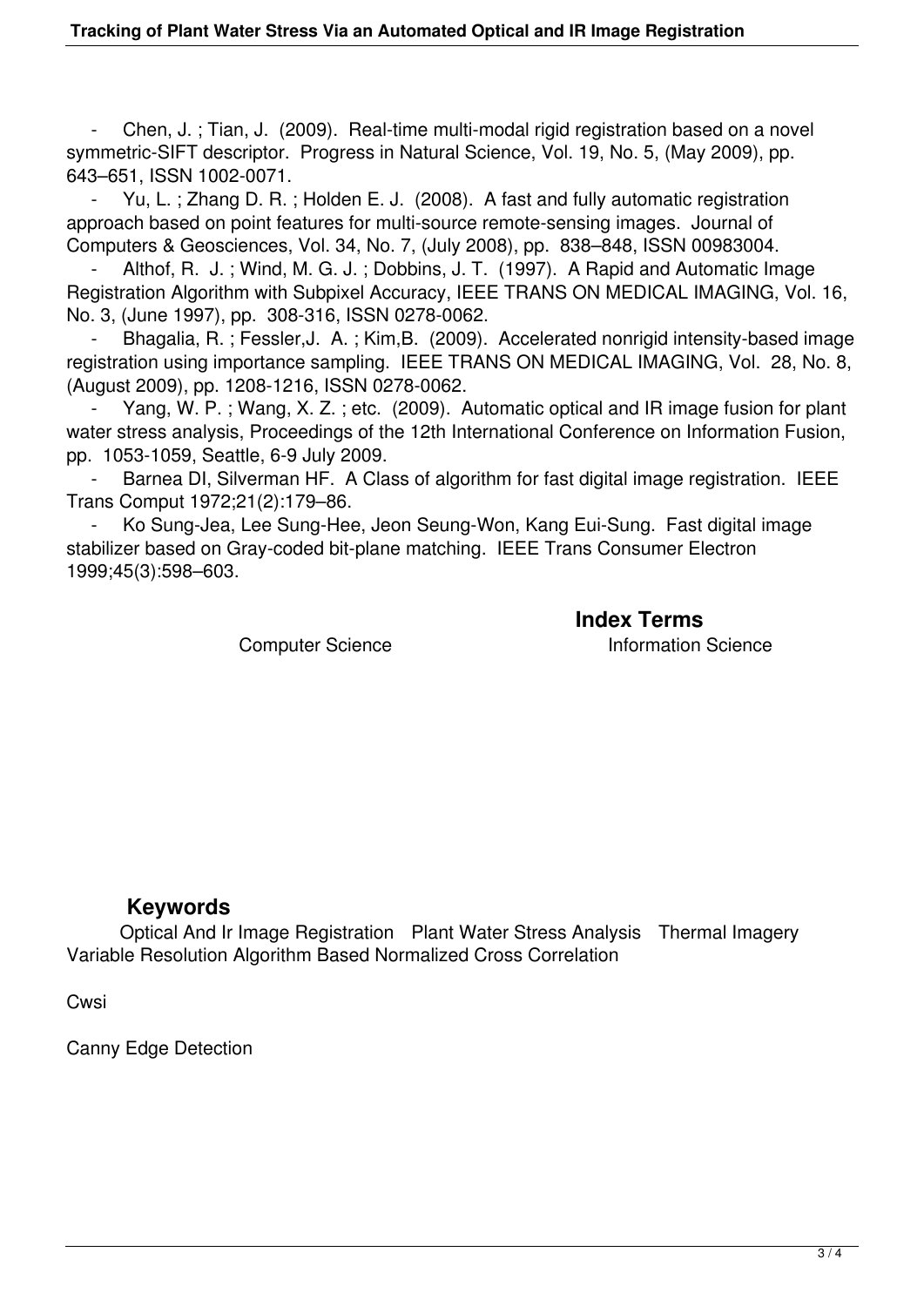- Chen, J. ; Tian, J. (2009). Real-time multi-modal rigid registration based on a novel symmetric-SIFT descriptor. Progress in Natural Science, Vol. 19, No. 5, (May 2009), pp. 643–651, ISSN 1002-0071.
- Yu, L. ; Zhang D. R. ; Holden E. J. (2008). A fast and fully automatic registration approach based on point features for multi-source remote-sensing images. Journal of Computers & Geosciences, Vol. 34, No. 7, (July 2008), pp. 838–848, ISSN 00983004.
- Althof, R. J. ; Wind, M. G. J. ; Dobbins, J. T. (1997). A Rapid and Automatic Image Registration Algorithm with Subpixel Accuracy, IEEE TRANS ON MEDICAL IMAGING, Vol. 16, No. 3, (June 1997), pp. 308-316, ISSN 0278-0062.
- Bhagalia, R. ; Fessler,J. A. ; Kim,B. (2009). Accelerated nonrigid intensity-based image registration using importance sampling. IEEE TRANS ON MEDICAL IMAGING, Vol. 28, No. 8, (August 2009), pp. 1208-1216, ISSN 0278-0062.
- Yang, W. P. ; Wang, X. Z. ; etc. (2009). Automatic optical and IR image fusion for plant water stress analysis, Proceedings of the 12th International Conference on Information Fusion, pp. 1053-1059, Seattle, 6-9 July 2009.
- Barnea DI, Silverman HF. A Class of algorithm for fast digital image registration. IEEE Trans Comput 1972;21(2):179–86.
- Ko Sung-Jea, Lee Sung-Hee, Jeon Seung-Won, Kang Eui-Sung. Fast digital image stabilizer based on Gray-coded bit-plane matching. IEEE Trans Consumer Electron 1999;45(3):598–603.

## Index Terms

Computer Science

Information Science

## Keywords

Optical And Ir Image Registration

Plant Water Stress Analysis

Thermal Imagery

Variable Resolution Algorithm Based Normalized Cross Correlation

Cwsi

Canny Edge Detection